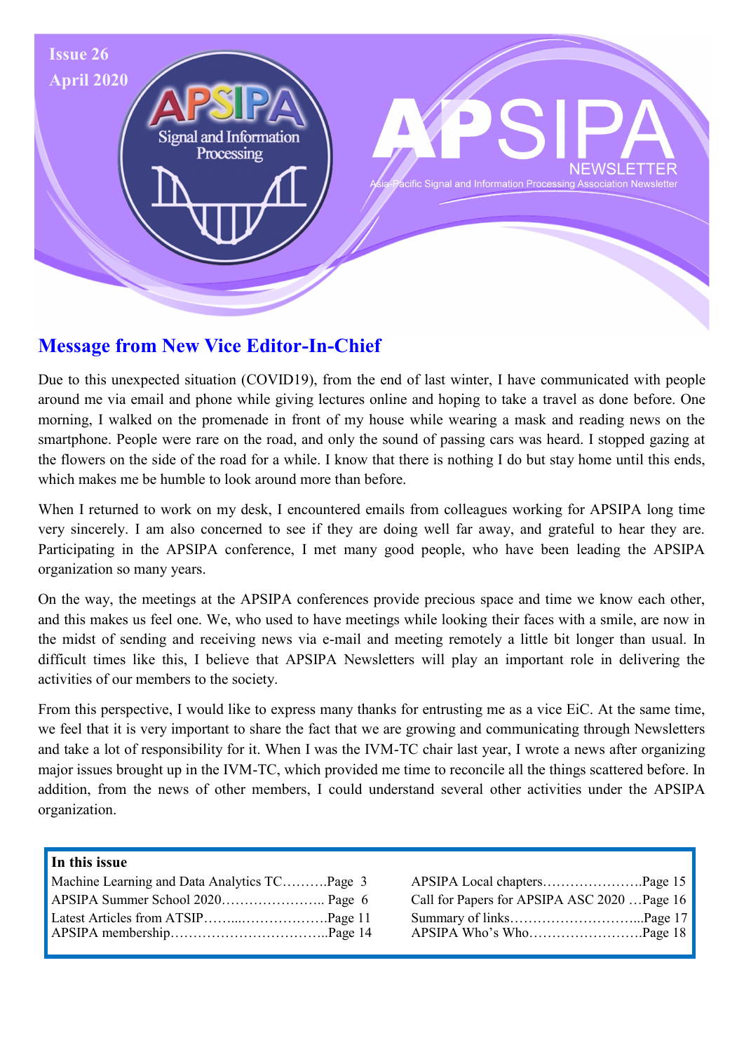Issue 26

April 2020

# APSIPA NEWSLETTER

Asia-Pacific Signal and Information Processing Association Newsletter

## Message from New Vice Editor-In-Chief

Due to this unexpected situation (COVID19), from the end of last winter, I have communicated with people around me via email and phone while giving lectures online and hoping to take a travel as done before. One morning, I walked on the promenade in front of my house while wearing a mask and reading news on the smartphone. People were rare on the road, and only the sound of passing cars was heard. I stopped gazing at the flowers on the side of the road for a while. I know that there is nothing I do but stay home until this ends, which makes me be humble to look around more than before.

When I returned to work on my desk, I encountered emails from colleagues working for APSIPA long time very sincerely. I am also concerned to see if they are doing well far away, and grateful to hear they are. Participating in the APSIPA conference, I met many good people, who have been leading the APSIPA organization so many years.

On the way, the meetings at the APSIPA conferences provide precious space and time we know each other, and this makes us feel one. We, who used to have meetings while looking their faces with a smile, are now in the midst of sending and receiving news via e-mail and meeting remotely a little bit longer than usual. In difficult times like this, I believe that APSIPA Newsletters will play an important role in delivering the activities of our members to the society.

From this perspective, I would like to express many thanks for entrusting me as a vice EiC. At the same time, we feel that it is very important to share the fact that we are growing and communicating through Newsletters and take a lot of responsibility for it. When I was the IVM-TC chair last year, I wrote a news after organizing major issues brought up in the IVM-TC, which provided me time to reconcile all the things scattered before. In addition, from the news of other members, I could understand several other activities under the APSIPA organization.

**In this issue**

- Machine Learning and Data Analytics TC……….Page 3
- APSIPA Summer School 2020………………….. Page 6
- Latest Articles from ATSIP……...………………Page 11
- APSIPA membership……………………………..Page 14
- APSIPA Local chapters………………….Page 15
- Call for Papers for APSIPA ASC 2020 …Page 16
- Summary of links………………………...Page 17
- APSIPA Who's Who…………………….Page 18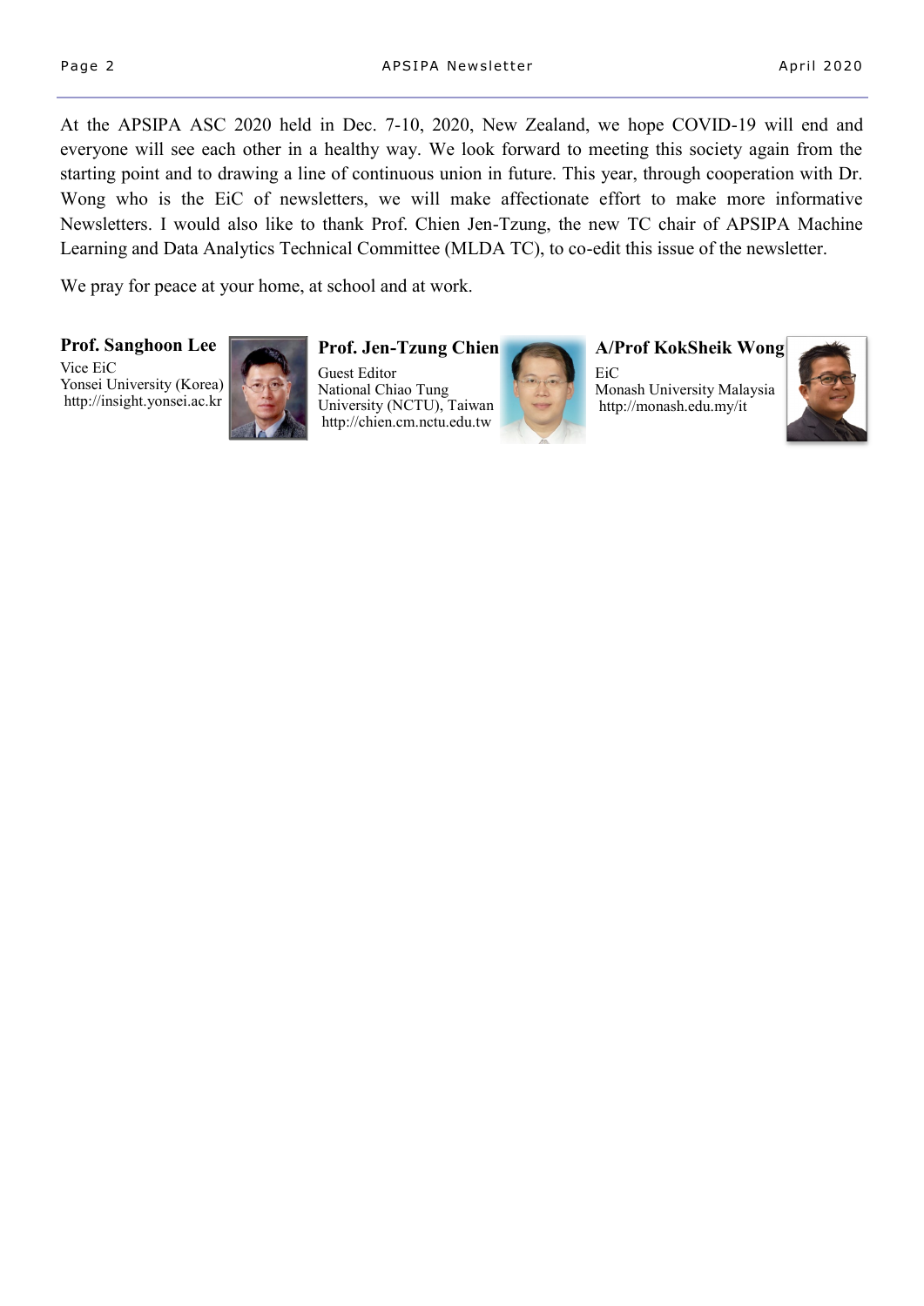At the APSIPA ASC 2020 held in Dec. 7-10, 2020, New Zealand, we hope COVID-19 will end and everyone will see each other in a healthy way. We look forward to meeting this society again from the starting point and to drawing a line of continuous union in future. This year, through cooperation with Dr. Wong who is the EiC of newsletters, we will make affectionate effort to make more informative Newsletters. I would also like to thank Prof. Chien Jen-Tzung, the new TC chair of APSIPA Machine Learning and Data Analytics Technical Committee (MLDA TC), to co-edit this issue of the newsletter.

We pray for peace at your home, at school and at work.

**Prof. Sanghoon Lee**
Vice EiC
Yonsei University (Korea)
http://insight.yonsei.ac.kr

**Prof. Jen-Tzung Chien**
Guest Editor
National Chiao Tung University (NCTU), Taiwan
http://chien.cm.nctu.edu.tw

**A/Prof KokSheik Wong**
EiC
Monash University Malaysia
http://monash.edu.my/it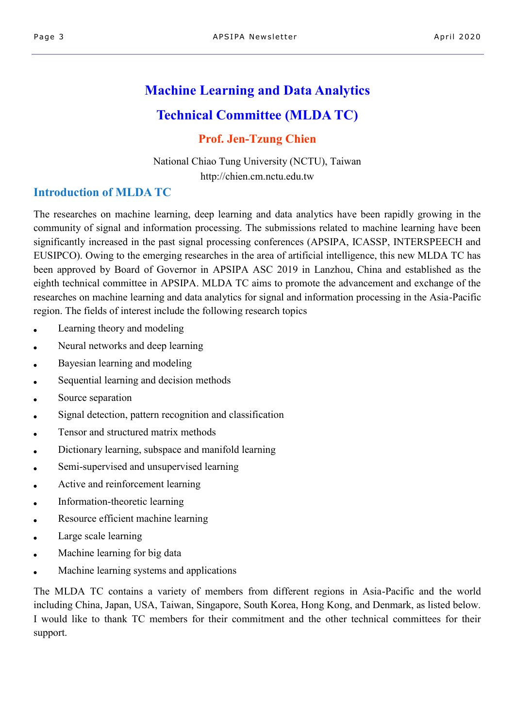# Machine Learning and Data Analytics

# Technical Committee (MLDA TC)

### Prof. Jen-Tzung Chien

National Chiao Tung University (NCTU), Taiwan
http://chien.cm.nctu.edu.tw

## Introduction of MLDA TC

The researches on machine learning, deep learning and data analytics have been rapidly growing in the community of signal and information processing. The submissions related to machine learning have been significantly increased in the past signal processing conferences (APSIPA, ICASSP, INTERSPEECH and EUSIPCO). Owing to the emerging researches in the area of artificial intelligence, this new MLDA TC has been approved by Board of Governor in APSIPA ASC 2019 in Lanzhou, China and established as the eighth technical committee in APSIPA. MLDA TC aims to promote the advancement and exchange of the researches on machine learning and data analytics for signal and information processing in the Asia-Pacific region. The fields of interest include the following research topics

- Learning theory and modeling
- Neural networks and deep learning
- Bayesian learning and modeling
- Sequential learning and decision methods
- Source separation
- Signal detection, pattern recognition and classification
- Tensor and structured matrix methods
- Dictionary learning, subspace and manifold learning
- Semi-supervised and unsupervised learning
- Active and reinforcement learning
- Information-theoretic learning
- Resource efficient machine learning
- Large scale learning
- Machine learning for big data
- Machine learning systems and applications

The MLDA TC contains a variety of members from different regions in Asia-Pacific and the world including China, Japan, USA, Taiwan, Singapore, South Korea, Hong Kong, and Denmark, as listed below. I would like to thank TC members for their commitment and the other technical committees for their support.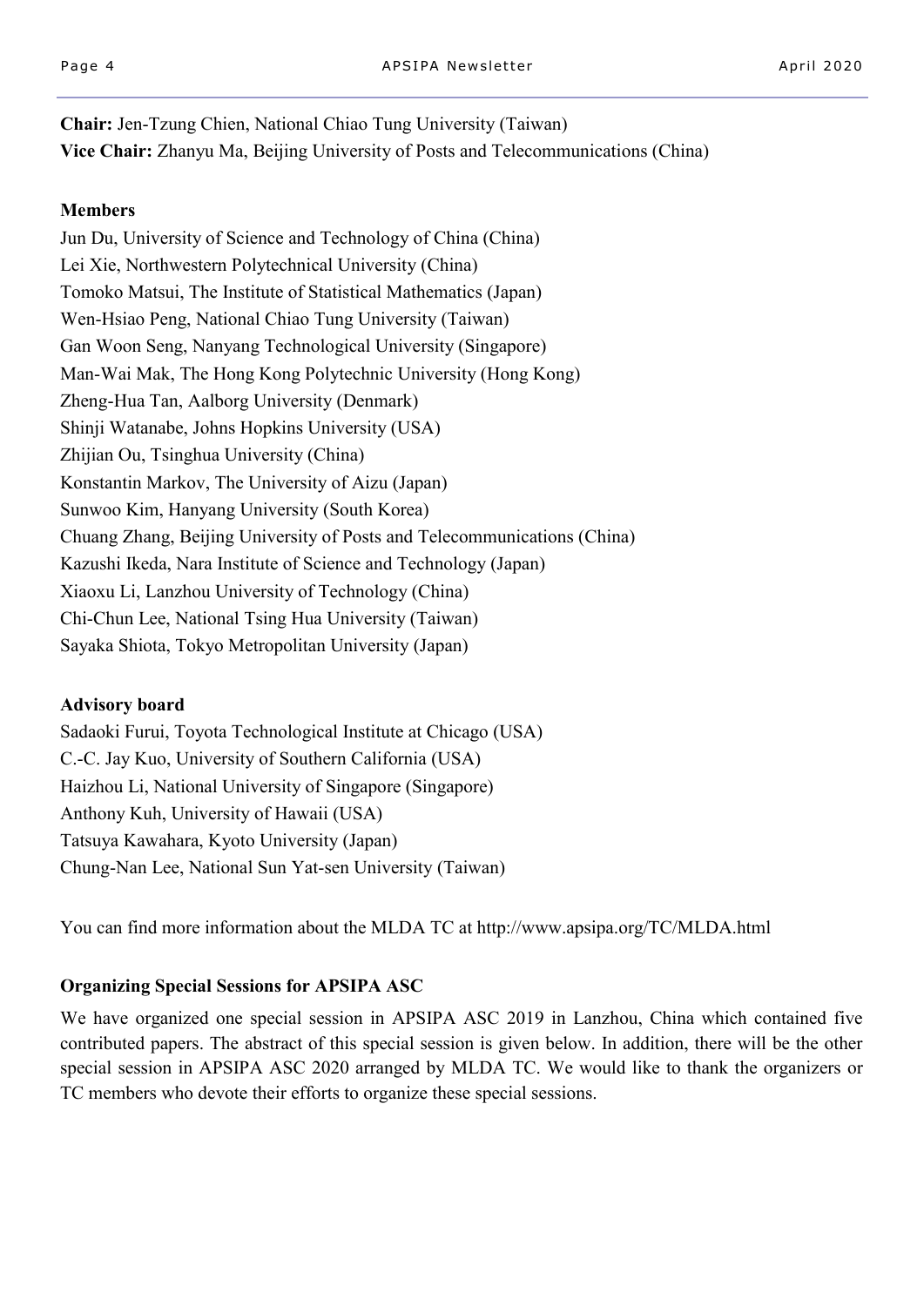**Chair:** Jen-Tzung Chien, National Chiao Tung University (Taiwan)
**Vice Chair:** Zhanyu Ma, Beijing University of Posts and Telecommunications (China)

**Members**

Jun Du, University of Science and Technology of China (China)
Lei Xie, Northwestern Polytechnical University (China)
Tomoko Matsui, The Institute of Statistical Mathematics (Japan)
Wen-Hsiao Peng, National Chiao Tung University (Taiwan)
Gan Woon Seng, Nanyang Technological University (Singapore)
Man-Wai Mak, The Hong Kong Polytechnic University (Hong Kong)
Zheng-Hua Tan, Aalborg University (Denmark)
Shinji Watanabe, Johns Hopkins University (USA)
Zhijian Ou, Tsinghua University (China)
Konstantin Markov, The University of Aizu (Japan)
Sunwoo Kim, Hanyang University (South Korea)
Chuang Zhang, Beijing University of Posts and Telecommunications (China)
Kazushi Ikeda, Nara Institute of Science and Technology (Japan)
Xiaoxu Li, Lanzhou University of Technology (China)
Chi-Chun Lee, National Tsing Hua University (Taiwan)
Sayaka Shiota, Tokyo Metropolitan University (Japan)

**Advisory board**

Sadaoki Furui, Toyota Technological Institute at Chicago (USA)
C.-C. Jay Kuo, University of Southern California (USA)
Haizhou Li, National University of Singapore (Singapore)
Anthony Kuh, University of Hawaii (USA)
Tatsuya Kawahara, Kyoto University (Japan)
Chung-Nan Lee, National Sun Yat-sen University (Taiwan)

You can find more information about the MLDA TC at http://www.apsipa.org/TC/MLDA.html

**Organizing Special Sessions for APSIPA ASC**

We have organized one special session in APSIPA ASC 2019 in Lanzhou, China which contained five contributed papers. The abstract of this special session is given below. In addition, there will be the other special session in APSIPA ASC 2020 arranged by MLDA TC. We would like to thank the organizers or TC members who devote their efforts to organize these special sessions.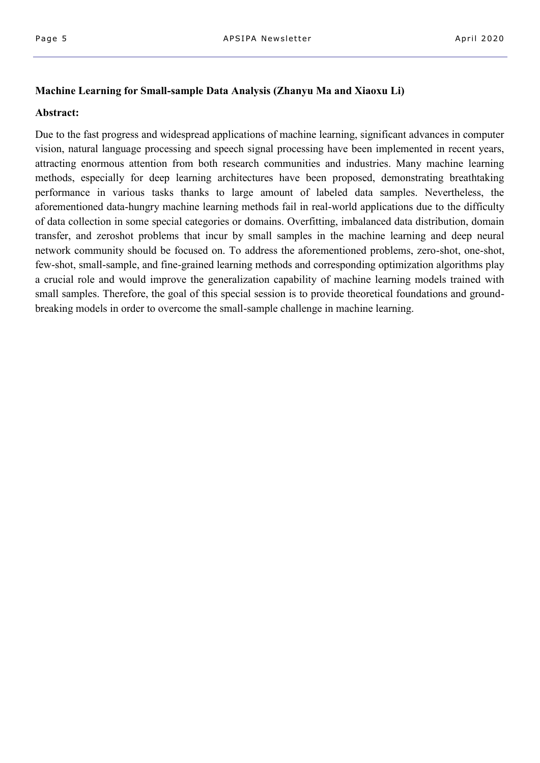**Machine Learning for Small-sample Data Analysis (Zhanyu Ma and Xiaoxu Li)**

**Abstract:**

Due to the fast progress and widespread applications of machine learning, significant advances in computer vision, natural language processing and speech signal processing have been implemented in recent years, attracting enormous attention from both research communities and industries. Many machine learning methods, especially for deep learning architectures have been proposed, demonstrating breathtaking performance in various tasks thanks to large amount of labeled data samples. Nevertheless, the aforementioned data-hungry machine learning methods fail in real-world applications due to the difficulty of data collection in some special categories or domains. Overfitting, imbalanced data distribution, domain transfer, and zeroshot problems that incur by small samples in the machine learning and deep neural network community should be focused on. To address the aforementioned problems, zero-shot, one-shot, few-shot, small-sample, and fine-grained learning methods and corresponding optimization algorithms play a crucial role and would improve the generalization capability of machine learning models trained with small samples. Therefore, the goal of this special session is to provide theoretical foundations and groundbreaking models in order to overcome the small-sample challenge in machine learning.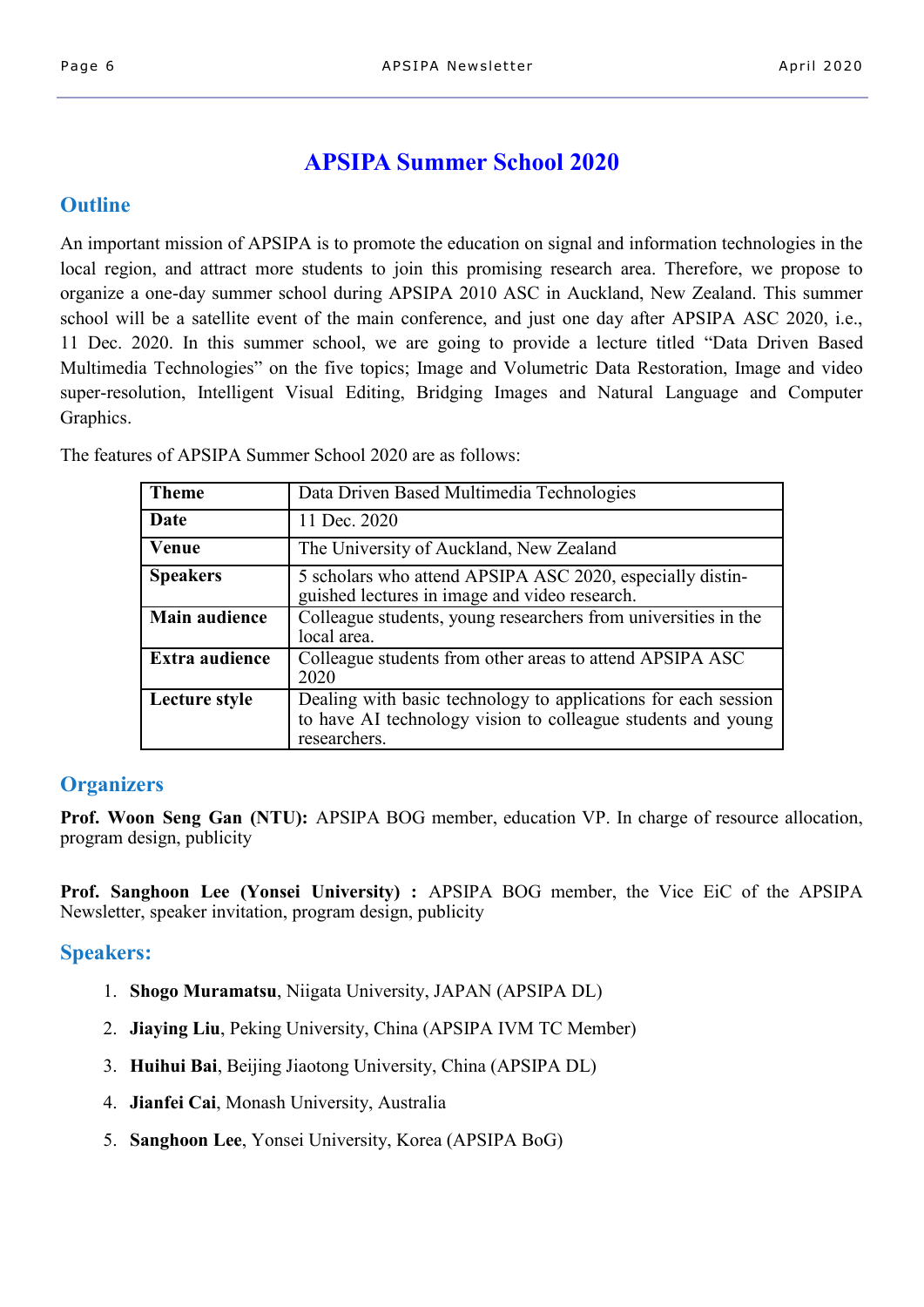# APSIPA Summer School 2020

## Outline

An important mission of APSIPA is to promote the education on signal and information technologies in the local region, and attract more students to join this promising research area. Therefore, we propose to organize a one-day summer school during APSIPA 2010 ASC in Auckland, New Zealand. This summer school will be a satellite event of the main conference, and just one day after APSIPA ASC 2020, i.e., 11 Dec. 2020. In this summer school, we are going to provide a lecture titled "Data Driven Based Multimedia Technologies" on the five topics; Image and Volumetric Data Restoration, Image and video super-resolution, Intelligent Visual Editing, Bridging Images and Natural Language and Computer Graphics.

The features of APSIPA Summer School 2020 are as follows:

| | |
|---|---|
| **Theme** | Data Driven Based Multimedia Technologies |
| **Date** | 11 Dec. 2020 |
| **Venue** | The University of Auckland, New Zealand |
| **Speakers** | 5 scholars who attend APSIPA ASC 2020, especially distinguished lectures in image and video research. |
| **Main audience** | Colleague students, young researchers from universities in the local area. |
| **Extra audience** | Colleague students from other areas to attend APSIPA ASC 2020 |
| **Lecture style** | Dealing with basic technology to applications for each session to have AI technology vision to colleague students and young researchers. |

## Organizers

**Prof. Woon Seng Gan (NTU):** APSIPA BOG member, education VP. In charge of resource allocation, program design, publicity

**Prof. Sanghoon Lee (Yonsei University) :** APSIPA BOG member, the Vice EiC of the APSIPA Newsletter, speaker invitation, program design, publicity

## Speakers:

1. **Shogo Muramatsu**, Niigata University, JAPAN (APSIPA DL)
2. **Jiaying Liu**, Peking University, China (APSIPA IVM TC Member)
3. **Huihui Bai**, Beijing Jiaotong University, China (APSIPA DL)
4. **Jianfei Cai**, Monash University, Australia
5. **Sanghoon Lee**, Yonsei University, Korea (APSIPA BoG)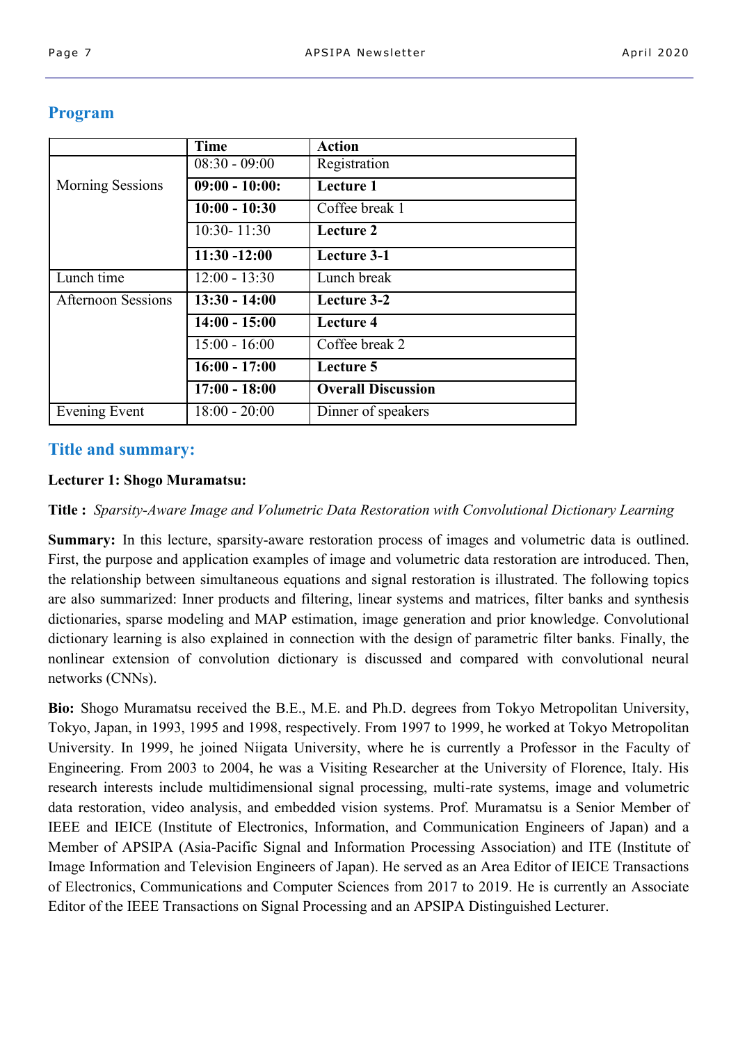## Program

| | Time | Action |
|---|---|---|
| Morning Sessions | 08:30 - 09:00 | Registration |
| | **09:00 - 10:00:** | **Lecture 1** |
| | **10:00 - 10:30** | Coffee break 1 |
| | 10:30- 11:30 | **Lecture 2** |
| | **11:30 -12:00** | **Lecture 3-1** |
| Lunch time | 12:00 - 13:30 | Lunch break |
| Afternoon Sessions | **13:30 - 14:00** | **Lecture 3-2** |
| | **14:00 - 15:00** | **Lecture 4** |
| | 15:00 - 16:00 | Coffee break 2 |
| | **16:00 - 17:00** | **Lecture 5** |
| | **17:00 - 18:00** | **Overall Discussion** |
| Evening Event | 18:00 - 20:00 | Dinner of speakers |

## Title and summary:

**Lecturer 1: Shogo Muramatsu:**

**Title :** *Sparsity-Aware Image and Volumetric Data Restoration with Convolutional Dictionary Learning*

**Summary:** In this lecture, sparsity-aware restoration process of images and volumetric data is outlined. First, the purpose and application examples of image and volumetric data restoration are introduced. Then, the relationship between simultaneous equations and signal restoration is illustrated. The following topics are also summarized: Inner products and filtering, linear systems and matrices, filter banks and synthesis dictionaries, sparse modeling and MAP estimation, image generation and prior knowledge. Convolutional dictionary learning is also explained in connection with the design of parametric filter banks. Finally, the nonlinear extension of convolution dictionary is discussed and compared with convolutional neural networks (CNNs).

**Bio:** Shogo Muramatsu received the B.E., M.E. and Ph.D. degrees from Tokyo Metropolitan University, Tokyo, Japan, in 1993, 1995 and 1998, respectively. From 1997 to 1999, he worked at Tokyo Metropolitan University. In 1999, he joined Niigata University, where he is currently a Professor in the Faculty of Engineering. From 2003 to 2004, he was a Visiting Researcher at the University of Florence, Italy. His research interests include multidimensional signal processing, multi-rate systems, image and volumetric data restoration, video analysis, and embedded vision systems. Prof. Muramatsu is a Senior Member of IEEE and IEICE (Institute of Electronics, Information, and Communication Engineers of Japan) and a Member of APSIPA (Asia-Pacific Signal and Information Processing Association) and ITE (Institute of Image Information and Television Engineers of Japan). He served as an Area Editor of IEICE Transactions of Electronics, Communications and Computer Sciences from 2017 to 2019. He is currently an Associate Editor of the IEEE Transactions on Signal Processing and an APSIPA Distinguished Lecturer.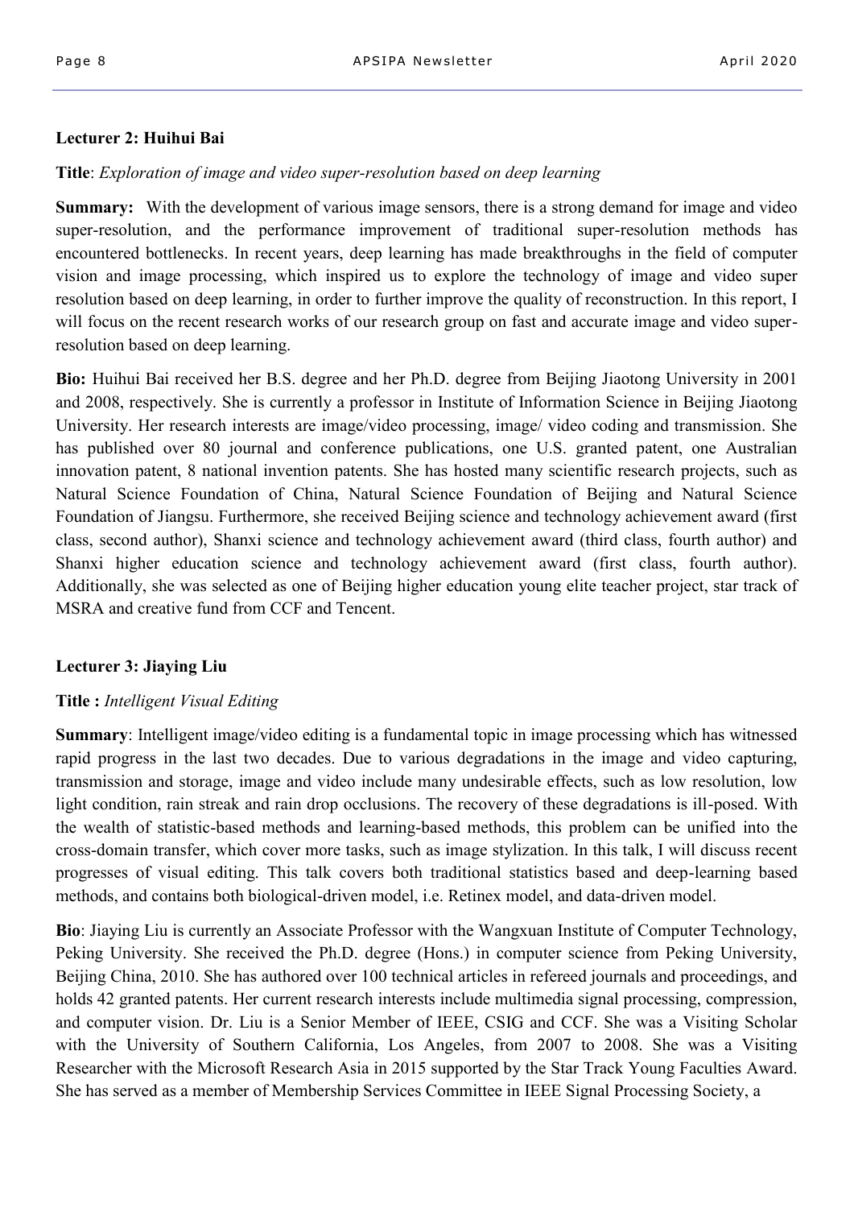**Lecturer 2: Huihui Bai**

**Title**: *Exploration of image and video super-resolution based on deep learning*

**Summary:** With the development of various image sensors, there is a strong demand for image and video super-resolution, and the performance improvement of traditional super-resolution methods has encountered bottlenecks. In recent years, deep learning has made breakthroughs in the field of computer vision and image processing, which inspired us to explore the technology of image and video super resolution based on deep learning, in order to further improve the quality of reconstruction. In this report, I will focus on the recent research works of our research group on fast and accurate image and video super-resolution based on deep learning.

**Bio:** Huihui Bai received her B.S. degree and her Ph.D. degree from Beijing Jiaotong University in 2001 and 2008, respectively. She is currently a professor in Institute of Information Science in Beijing Jiaotong University. Her research interests are image/video processing, image/ video coding and transmission. She has published over 80 journal and conference publications, one U.S. granted patent, one Australian innovation patent, 8 national invention patents. She has hosted many scientific research projects, such as Natural Science Foundation of China, Natural Science Foundation of Beijing and Natural Science Foundation of Jiangsu. Furthermore, she received Beijing science and technology achievement award (first class, second author), Shanxi science and technology achievement award (third class, fourth author) and Shanxi higher education science and technology achievement award (first class, fourth author). Additionally, she was selected as one of Beijing higher education young elite teacher project, star track of MSRA and creative fund from CCF and Tencent.

**Lecturer 3: Jiaying Liu**

**Title :** *Intelligent Visual Editing*

**Summary**: Intelligent image/video editing is a fundamental topic in image processing which has witnessed rapid progress in the last two decades. Due to various degradations in the image and video capturing, transmission and storage, image and video include many undesirable effects, such as low resolution, low light condition, rain streak and rain drop occlusions. The recovery of these degradations is ill-posed. With the wealth of statistic-based methods and learning-based methods, this problem can be unified into the cross-domain transfer, which cover more tasks, such as image stylization. In this talk, I will discuss recent progresses of visual editing. This talk covers both traditional statistics based and deep-learning based methods, and contains both biological-driven model, i.e. Retinex model, and data-driven model.

**Bio**: Jiaying Liu is currently an Associate Professor with the Wangxuan Institute of Computer Technology, Peking University. She received the Ph.D. degree (Hons.) in computer science from Peking University, Beijing China, 2010. She has authored over 100 technical articles in refereed journals and proceedings, and holds 42 granted patents. Her current research interests include multimedia signal processing, compression, and computer vision. Dr. Liu is a Senior Member of IEEE, CSIG and CCF. She was a Visiting Scholar with the University of Southern California, Los Angeles, from 2007 to 2008. She was a Visiting Researcher with the Microsoft Research Asia in 2015 supported by the Star Track Young Faculties Award. She has served as a member of Membership Services Committee in IEEE Signal Processing Society, a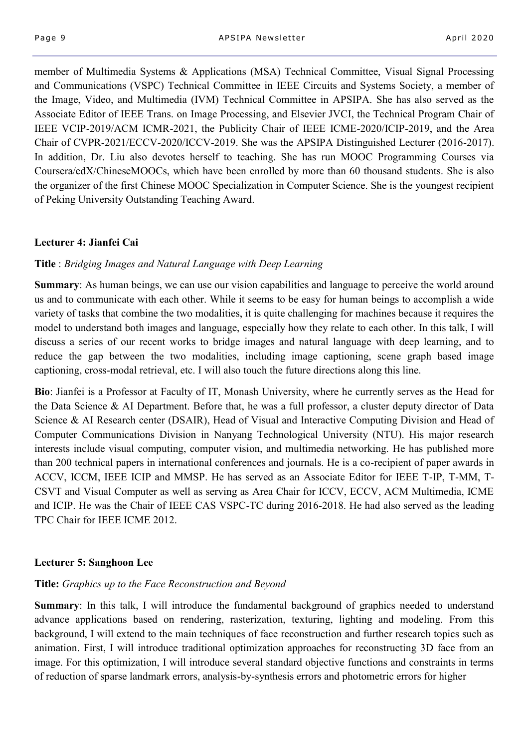member of Multimedia Systems & Applications (MSA) Technical Committee, Visual Signal Processing and Communications (VSPC) Technical Committee in IEEE Circuits and Systems Society, a member of the Image, Video, and Multimedia (IVM) Technical Committee in APSIPA. She has also served as the Associate Editor of IEEE Trans. on Image Processing, and Elsevier JVCI, the Technical Program Chair of IEEE VCIP-2019/ACM ICMR-2021, the Publicity Chair of IEEE ICME-2020/ICIP-2019, and the Area Chair of CVPR-2021/ECCV-2020/ICCV-2019. She was the APSIPA Distinguished Lecturer (2016-2017). In addition, Dr. Liu also devotes herself to teaching. She has run MOOC Programming Courses via Coursera/edX/ChineseMOOCs, which have been enrolled by more than 60 thousand students. She is also the organizer of the first Chinese MOOC Specialization in Computer Science. She is the youngest recipient of Peking University Outstanding Teaching Award.

**Lecturer 4: Jianfei Cai**

**Title** : *Bridging Images and Natural Language with Deep Learning*

**Summary**: As human beings, we can use our vision capabilities and language to perceive the world around us and to communicate with each other. While it seems to be easy for human beings to accomplish a wide variety of tasks that combine the two modalities, it is quite challenging for machines because it requires the model to understand both images and language, especially how they relate to each other. In this talk, I will discuss a series of our recent works to bridge images and natural language with deep learning, and to reduce the gap between the two modalities, including image captioning, scene graph based image captioning, cross-modal retrieval, etc. I will also touch the future directions along this line.

**Bio**: Jianfei is a Professor at Faculty of IT, Monash University, where he currently serves as the Head for the Data Science & AI Department. Before that, he was a full professor, a cluster deputy director of Data Science & AI Research center (DSAIR), Head of Visual and Interactive Computing Division and Head of Computer Communications Division in Nanyang Technological University (NTU). His major research interests include visual computing, computer vision, and multimedia networking. He has published more than 200 technical papers in international conferences and journals. He is a co-recipient of paper awards in ACCV, ICCM, IEEE ICIP and MMSP. He has served as an Associate Editor for IEEE T-IP, T-MM, T-CSVT and Visual Computer as well as serving as Area Chair for ICCV, ECCV, ACM Multimedia, ICME and ICIP. He was the Chair of IEEE CAS VSPC-TC during 2016-2018. He had also served as the leading TPC Chair for IEEE ICME 2012.

**Lecturer 5: Sanghoon Lee**

**Title:** *Graphics up to the Face Reconstruction and Beyond*

**Summary**: In this talk, I will introduce the fundamental background of graphics needed to understand advance applications based on rendering, rasterization, texturing, lighting and modeling. From this background, I will extend to the main techniques of face reconstruction and further research topics such as animation. First, I will introduce traditional optimization approaches for reconstructing 3D face from an image. For this optimization, I will introduce several standard objective functions and constraints in terms of reduction of sparse landmark errors, analysis-by-synthesis errors and photometric errors for higher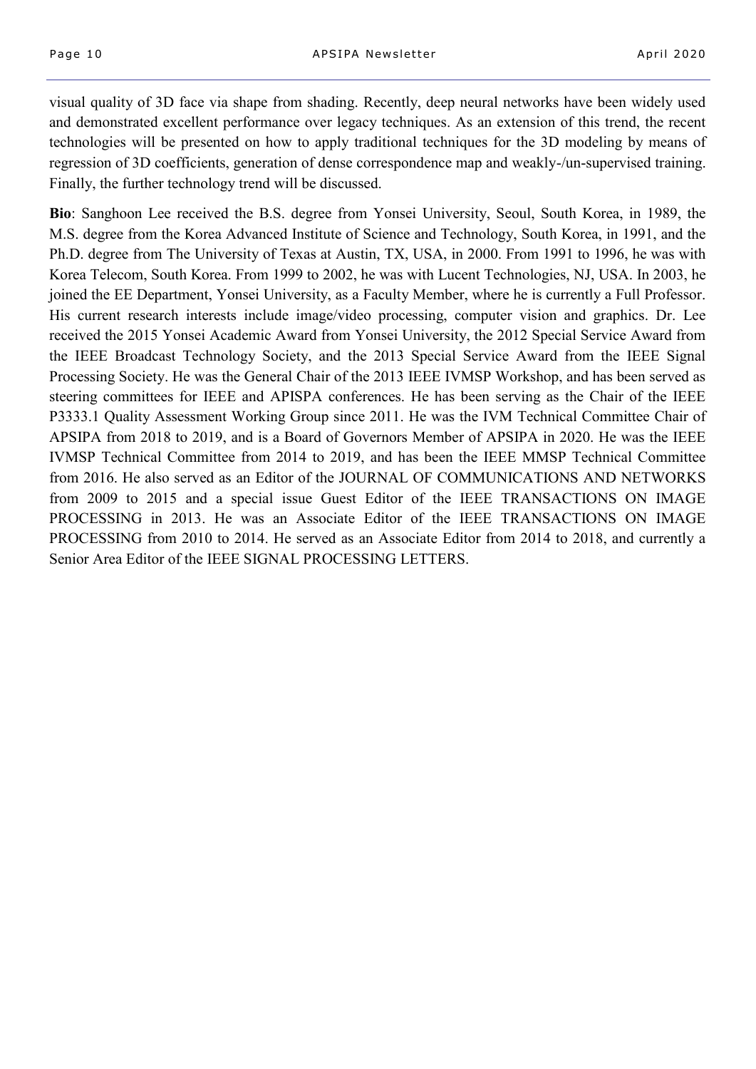visual quality of 3D face via shape from shading. Recently, deep neural networks have been widely used and demonstrated excellent performance over legacy techniques. As an extension of this trend, the recent technologies will be presented on how to apply traditional techniques for the 3D modeling by means of regression of 3D coefficients, generation of dense correspondence map and weakly-/un-supervised training. Finally, the further technology trend will be discussed.

**Bio**: Sanghoon Lee received the B.S. degree from Yonsei University, Seoul, South Korea, in 1989, the M.S. degree from the Korea Advanced Institute of Science and Technology, South Korea, in 1991, and the Ph.D. degree from The University of Texas at Austin, TX, USA, in 2000. From 1991 to 1996, he was with Korea Telecom, South Korea. From 1999 to 2002, he was with Lucent Technologies, NJ, USA. In 2003, he joined the EE Department, Yonsei University, as a Faculty Member, where he is currently a Full Professor. His current research interests include image/video processing, computer vision and graphics. Dr. Lee received the 2015 Yonsei Academic Award from Yonsei University, the 2012 Special Service Award from the IEEE Broadcast Technology Society, and the 2013 Special Service Award from the IEEE Signal Processing Society. He was the General Chair of the 2013 IEEE IVMSP Workshop, and has been served as steering committees for IEEE and APISPA conferences. He has been serving as the Chair of the IEEE P3333.1 Quality Assessment Working Group since 2011. He was the IVM Technical Committee Chair of APSIPA from 2018 to 2019, and is a Board of Governors Member of APSIPA in 2020. He was the IEEE IVMSP Technical Committee from 2014 to 2019, and has been the IEEE MMSP Technical Committee from 2016. He also served as an Editor of the JOURNAL OF COMMUNICATIONS AND NETWORKS from 2009 to 2015 and a special issue Guest Editor of the IEEE TRANSACTIONS ON IMAGE PROCESSING in 2013. He was an Associate Editor of the IEEE TRANSACTIONS ON IMAGE PROCESSING from 2010 to 2014. He served as an Associate Editor from 2014 to 2018, and currently a Senior Area Editor of the IEEE SIGNAL PROCESSING LETTERS.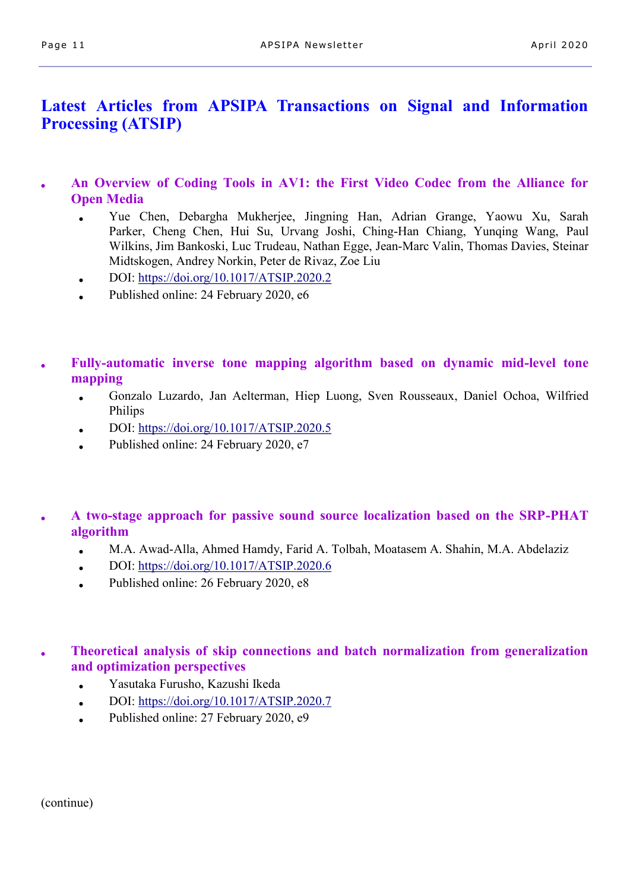## Latest Articles from APSIPA Transactions on Signal and Information Processing (ATSIP)

- **An Overview of Coding Tools in AV1: the First Video Codec from the Alliance for Open Media**
  - Yue Chen, Debargha Mukherjee, Jingning Han, Adrian Grange, Yaowu Xu, Sarah Parker, Cheng Chen, Hui Su, Urvang Joshi, Ching-Han Chiang, Yunqing Wang, Paul Wilkins, Jim Bankoski, Luc Trudeau, Nathan Egge, Jean-Marc Valin, Thomas Davies, Steinar Midtskogen, Andrey Norkin, Peter de Rivaz, Zoe Liu
  - DOI: https://doi.org/10.1017/ATSIP.2020.2
  - Published online: 24 February 2020, e6

- **Fully-automatic inverse tone mapping algorithm based on dynamic mid-level tone mapping**
  - Gonzalo Luzardo, Jan Aelterman, Hiep Luong, Sven Rousseaux, Daniel Ochoa, Wilfried Philips
  - DOI: https://doi.org/10.1017/ATSIP.2020.5
  - Published online: 24 February 2020, e7

- **A two-stage approach for passive sound source localization based on the SRP-PHAT algorithm**
  - M.A. Awad-Alla, Ahmed Hamdy, Farid A. Tolbah, Moatasem A. Shahin, M.A. Abdelaziz
  - DOI: https://doi.org/10.1017/ATSIP.2020.6
  - Published online: 26 February 2020, e8

- **Theoretical analysis of skip connections and batch normalization from generalization and optimization perspectives**
  - Yasutaka Furusho, Kazushi Ikeda
  - DOI: https://doi.org/10.1017/ATSIP.2020.7
  - Published online: 27 February 2020, e9

(continue)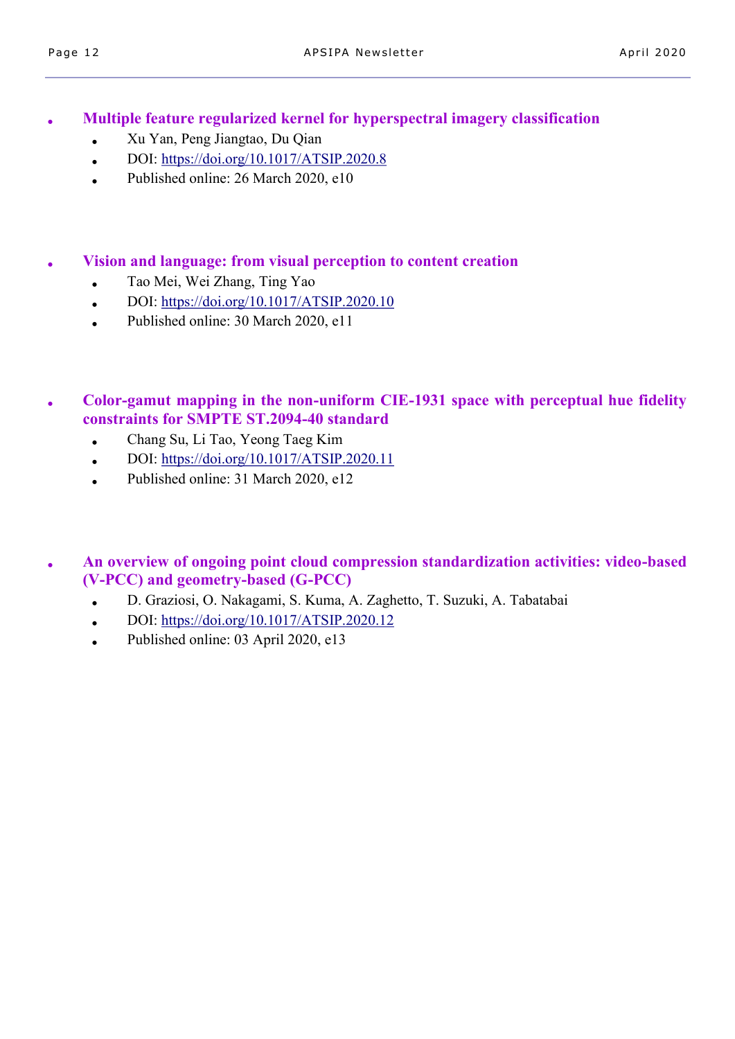- **Multiple feature regularized kernel for hyperspectral imagery classification**
    - Xu Yan, Peng Jiangtao, Du Qian
    - DOI: https://doi.org/10.1017/ATSIP.2020.8
    - Published online: 26 March 2020, e10

- **Vision and language: from visual perception to content creation**
    - Tao Mei, Wei Zhang, Ting Yao
    - DOI: https://doi.org/10.1017/ATSIP.2020.10
    - Published online: 30 March 2020, e11

- **Color-gamut mapping in the non-uniform CIE-1931 space with perceptual hue fidelity constraints for SMPTE ST.2094-40 standard**
    - Chang Su, Li Tao, Yeong Taeg Kim
    - DOI: https://doi.org/10.1017/ATSIP.2020.11
    - Published online: 31 March 2020, e12

- **An overview of ongoing point cloud compression standardization activities: video-based (V-PCC) and geometry-based (G-PCC)**
    - D. Graziosi, O. Nakagami, S. Kuma, A. Zaghetto, T. Suzuki, A. Tabatabai
    - DOI: https://doi.org/10.1017/ATSIP.2020.12
    - Published online: 03 April 2020, e13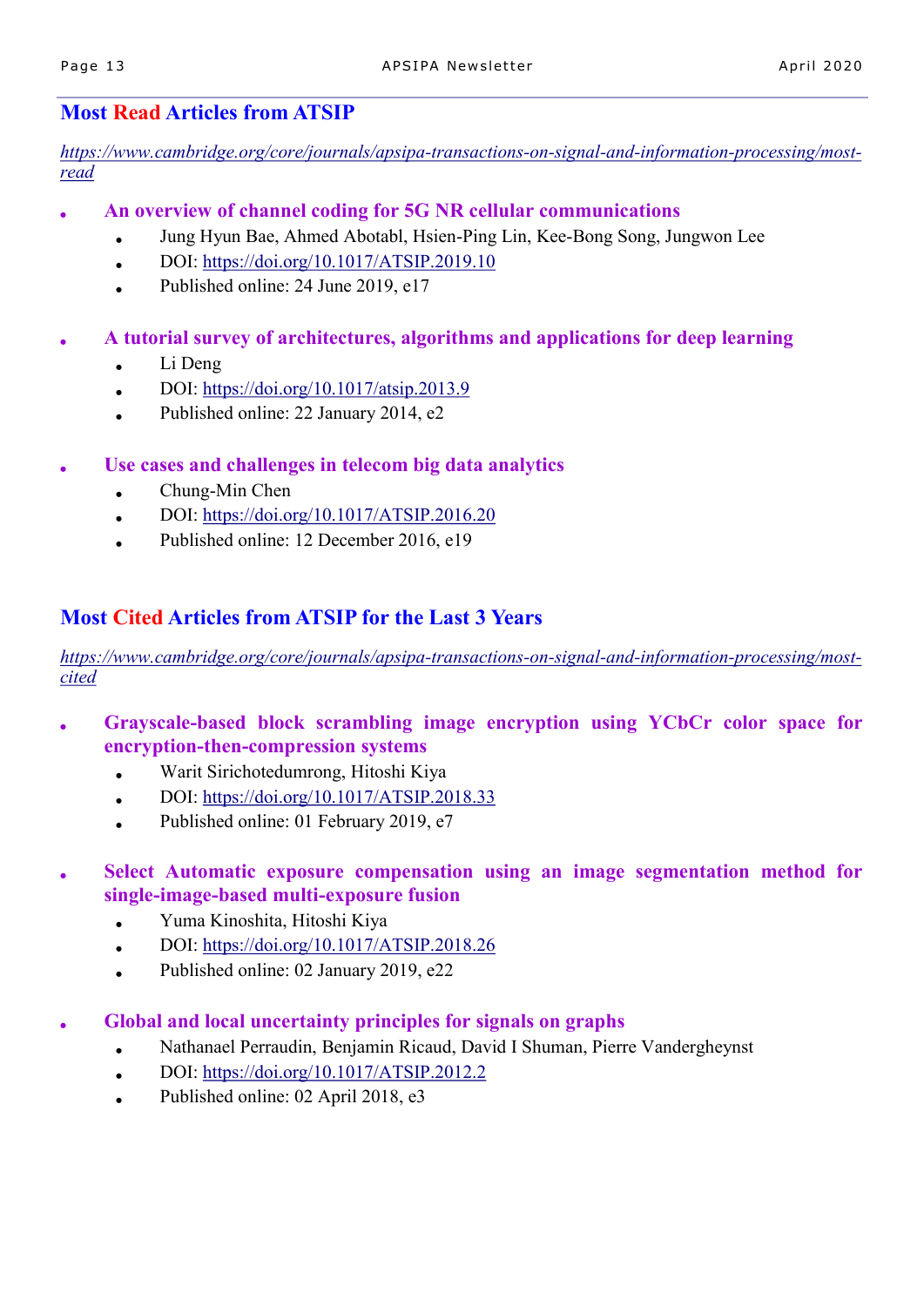## Most Read Articles from ATSIP

*https://www.cambridge.org/core/journals/apsipa-transactions-on-signal-and-information-processing/most-read*

- **An overview of channel coding for 5G NR cellular communications**
  - Jung Hyun Bae, Ahmed Abotabl, Hsien-Ping Lin, Kee-Bong Song, Jungwon Lee
  - DOI: https://doi.org/10.1017/ATSIP.2019.10
  - Published online: 24 June 2019, e17

- **A tutorial survey of architectures, algorithms and applications for deep learning**
  - Li Deng
  - DOI: https://doi.org/10.1017/atsip.2013.9
  - Published online: 22 January 2014, e2

- **Use cases and challenges in telecom big data analytics**
  - Chung-Min Chen
  - DOI: https://doi.org/10.1017/ATSIP.2016.20
  - Published online: 12 December 2016, e19

## Most Cited Articles from ATSIP for the Last 3 Years

*https://www.cambridge.org/core/journals/apsipa-transactions-on-signal-and-information-processing/most-cited*

- **Grayscale-based block scrambling image encryption using YCbCr color space for encryption-then-compression systems**
  - Warit Sirichotedumrong, Hitoshi Kiya
  - DOI: https://doi.org/10.1017/ATSIP.2018.33
  - Published online: 01 February 2019, e7

- **Select Automatic exposure compensation using an image segmentation method for single-image-based multi-exposure fusion**
  - Yuma Kinoshita, Hitoshi Kiya
  - DOI: https://doi.org/10.1017/ATSIP.2018.26
  - Published online: 02 January 2019, e22

- **Global and local uncertainty principles for signals on graphs**
  - Nathanael Perraudin, Benjamin Ricaud, David I Shuman, Pierre Vandergheynst
  - DOI: https://doi.org/10.1017/ATSIP.2012.2
  - Published online: 02 April 2018, e3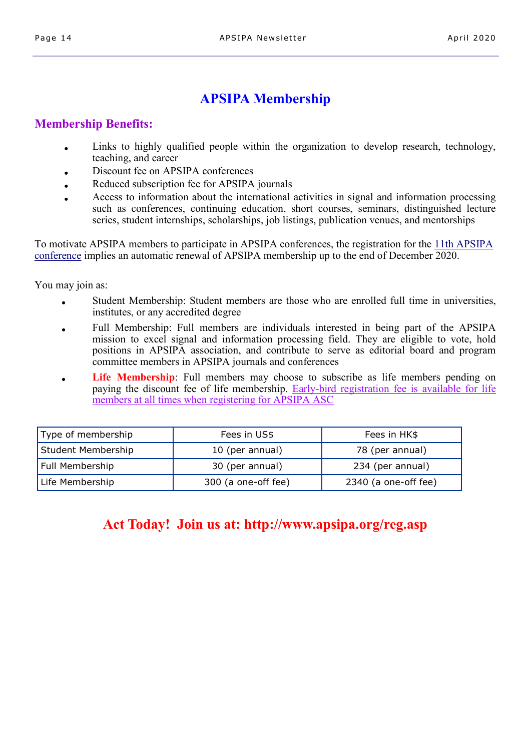# APSIPA Membership

## Membership Benefits:

- Links to highly qualified people within the organization to develop research, technology, teaching, and career
- Discount fee on APSIPA conferences
- Reduced subscription fee for APSIPA journals
- Access to information about the international activities in signal and information processing such as conferences, continuing education, short courses, seminars, distinguished lecture series, student internships, scholarships, job listings, publication venues, and mentorships

To motivate APSIPA members to participate in APSIPA conferences, the registration for the 11th APSIPA conference implies an automatic renewal of APSIPA membership up to the end of December 2020.

You may join as:

- Student Membership: Student members are those who are enrolled full time in universities, institutes, or any accredited degree
- Full Membership: Full members are individuals interested in being part of the APSIPA mission to excel signal and information processing field. They are eligible to vote, hold positions in APSIPA association, and contribute to serve as editorial board and program committee members in APSIPA journals and conferences
- **Life Membership**: Full members may choose to subscribe as life members pending on paying the discount fee of life membership. Early-bird registration fee is available for life members at all times when registering for APSIPA ASC

| Type of membership | Fees in US$ | Fees in HK$ |
|---|---|---|
| Student Membership | 10 (per annual) | 78 (per annual) |
| Full Membership | 30 (per annual) | 234 (per annual) |
| Life Membership | 300 (a one-off fee) | 2340 (a one-off fee) |

**Act Today! Join us at: http://www.apsipa.org/reg.asp**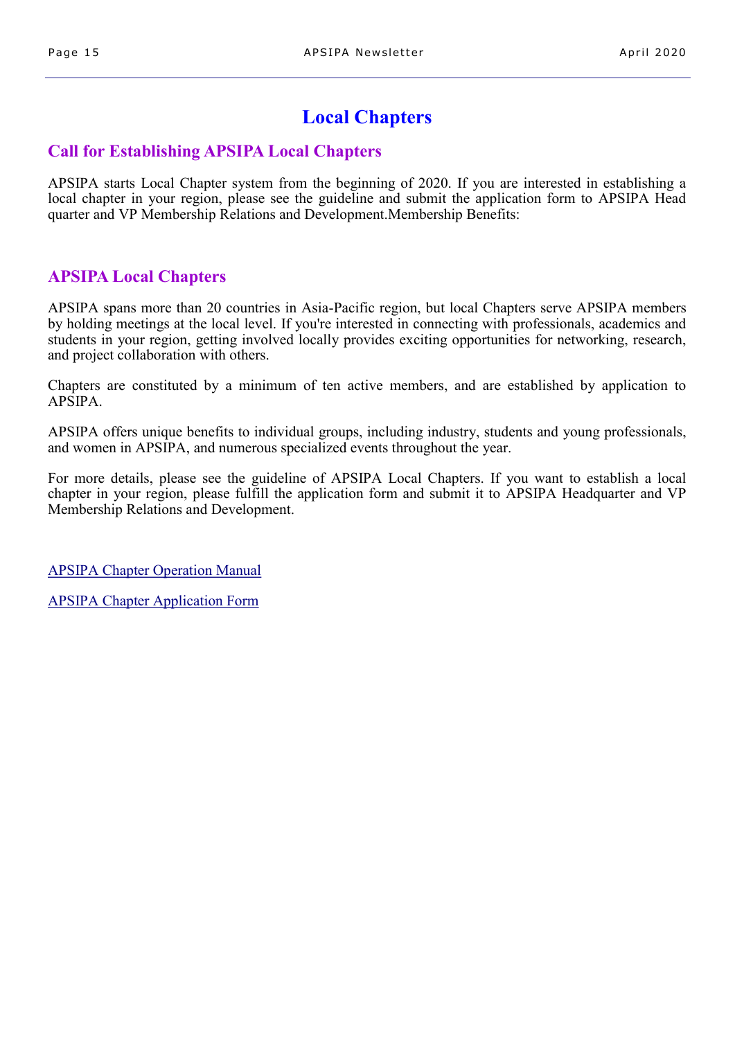# Local Chapters

## Call for Establishing APSIPA Local Chapters

APSIPA starts Local Chapter system from the beginning of 2020. If you are interested in establishing a local chapter in your region, please see the guideline and submit the application form to APSIPA Head quarter and VP Membership Relations and Development.Membership Benefits:

## APSIPA Local Chapters

APSIPA spans more than 20 countries in Asia-Pacific region, but local Chapters serve APSIPA members by holding meetings at the local level. If you're interested in connecting with professionals, academics and students in your region, getting involved locally provides exciting opportunities for networking, research, and project collaboration with others.

Chapters are constituted by a minimum of ten active members, and are established by application to APSIPA.

APSIPA offers unique benefits to individual groups, including industry, students and young professionals, and women in APSIPA, and numerous specialized events throughout the year.

For more details, please see the guideline of APSIPA Local Chapters. If you want to establish a local chapter in your region, please fulfill the application form and submit it to APSIPA Headquarter and VP Membership Relations and Development.

APSIPA Chapter Operation Manual

APSIPA Chapter Application Form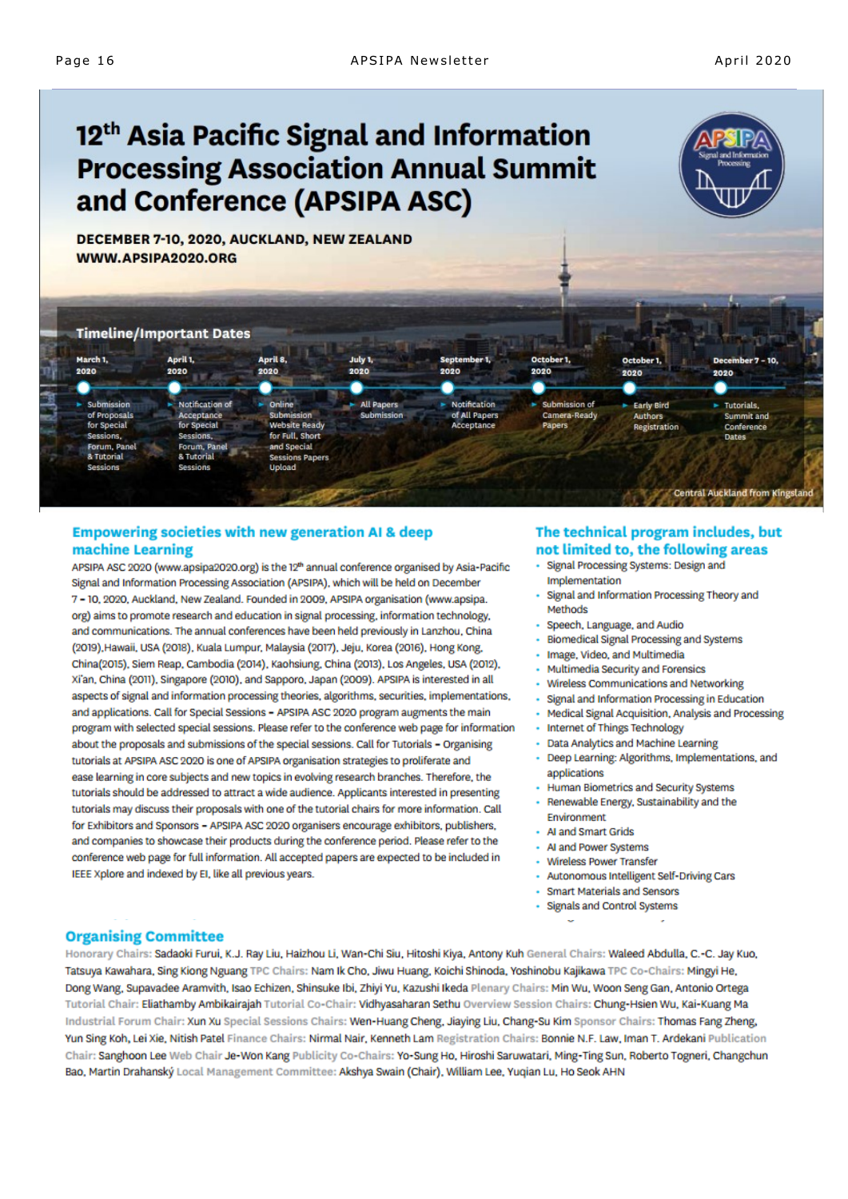# 12th Asia Pacific Signal and Information Processing Association Annual Summit and Conference (APSIPA ASC)

**DECEMBER 7-10, 2020, AUCKLAND, NEW ZEALAND**
**WWW.APSIPA2020.ORG**

## Timeline/Important Dates

| Date | Event |
|---|---|
| March 1, 2020 | Submission of Proposals for Special Sessions, Forum, Panel & Tutorial Sessions |
| April 1, 2020 | Notification of Acceptance for Special Sessions, Forum, Panel & Tutorial Sessions |
| April 8, 2020 | Online Submission Website Ready for Full, Short and Special Sessions Papers Upload |
| July 1, 2020 | All Papers Submission |
| September 1, 2020 | Notification of All Papers Acceptance |
| October 1, 2020 | Submission of Camera-Ready Papers |
| October 1, 2020 | Early Bird Authors Registration |
| December 7 - 10, 2020 | Tutorials, Summit and Conference Dates |

Central Auckland from Kingsland

## Empowering societies with new generation AI & deep machine Learning

APSIPA ASC 2020 (www.apsipa2020.org) is the 12th annual conference organised by Asia-Pacific Signal and Information Processing Association (APSIPA), which will be held on December 7 – 10, 2020, Auckland, New Zealand. Founded in 2009, APSIPA organisation (www.apsipa.org) aims to promote research and education in signal processing, information technology, and communications. The annual conferences have been held previously in Lanzhou, China (2019),Hawaii, USA (2018), Kuala Lumpur, Malaysia (2017), Jeju, Korea (2016), Hong Kong, China(2015), Siem Reap, Cambodia (2014), Kaohsiung, China (2013), Los Angeles, USA (2012), Xi'an, China (2011), Singapore (2010), and Sapporo, Japan (2009). APSIPA is interested in all aspects of signal and information processing theories, algorithms, securities, implementations, and applications. Call for Special Sessions – APSIPA ASC 2020 program augments the main program with selected special sessions. Please refer to the conference web page for information about the proposals and submissions of the special sessions. Call for Tutorials – Organising tutorials at APSIPA ASC 2020 is one of APSIPA organisation strategies to proliferate and ease learning in core subjects and new topics in evolving research branches. Therefore, the tutorials should be addressed to attract a wide audience. Applicants interested in presenting tutorials may discuss their proposals with one of the tutorial chairs for more information. Call for Exhibitors and Sponsors – APSIPA ASC 2020 organisers encourage exhibitors, publishers, and companies to showcase their products during the conference period. Please refer to the conference web page for full information. All accepted papers are expected to be included in IEEE Xplore and indexed by EI, like all previous years.

## The technical program includes, but not limited to, the following areas

- Signal Processing Systems: Design and Implementation
- Signal and Information Processing Theory and Methods
- Speech, Language, and Audio
- Biomedical Signal Processing and Systems
- Image, Video, and Multimedia
- Multimedia Security and Forensics
- Wireless Communications and Networking
- Signal and Information Processing in Education
- Medical Signal Acquisition, Analysis and Processing
- Internet of Things Technology
- Data Analytics and Machine Learning
- Deep Learning: Algorithms, Implementations, and applications
- Human Biometrics and Security Systems
- Renewable Energy, Sustainability and the Environment
- AI and Smart Grids
- AI and Power Systems
- Wireless Power Transfer
- Autonomous Intelligent Self-Driving Cars
- Smart Materials and Sensors
- Signals and Control Systems

## Organising Committee

Honorary Chairs: Sadaoki Furui, K.J. Ray Liu, Haizhou Li, Wan-Chi Siu, Hitoshi Kiya, Antony Kuh General Chairs: Waleed Abdulla, C.-C. Jay Kuo, Tatsuya Kawahara, Sing Kiong Nguang TPC Chairs: Nam Ik Cho, Jiwu Huang, Koichi Shinoda, Yoshinobu Kajikawa TPC Co-Chairs: Mingyi He, Dong Wang, Supavadee Aramvith, Isao Echizen, Shinsuke Ibi, Zhiyi Yu, Kazushi Ikeda Plenary Chairs: Min Wu, Woon Seng Gan, Antonio Ortega Tutorial Chair: Eliathamby Ambikairajah Tutorial Co-Chair: Vidhyasaharan Sethu Overview Session Chairs: Chung-Hsien Wu, Kai-Kuang Ma Industrial Forum Chair: Xun Xu Special Sessions Chairs: Wen-Huang Cheng, Jiaying Liu, Chang-Su Kim Sponsor Chairs: Thomas Fang Zheng, Yun Sing Koh, Lei Xie, Nitish Patel Finance Chairs: Nirmal Nair, Kenneth Lam Registration Chairs: Bonnie N.F. Law, Iman T. Ardekani Publication Chair: Sanghoon Lee Web Chair Je-Won Kang Publicity Co-Chairs: Yo-Sung Ho, Hiroshi Saruwatari, Ming-Ting Sun, Roberto Togneri, Changchun Bao, Martin Drahanský Local Management Committee: Akshya Swain (Chair), William Lee, Yuqian Lu, Ho Seok AHN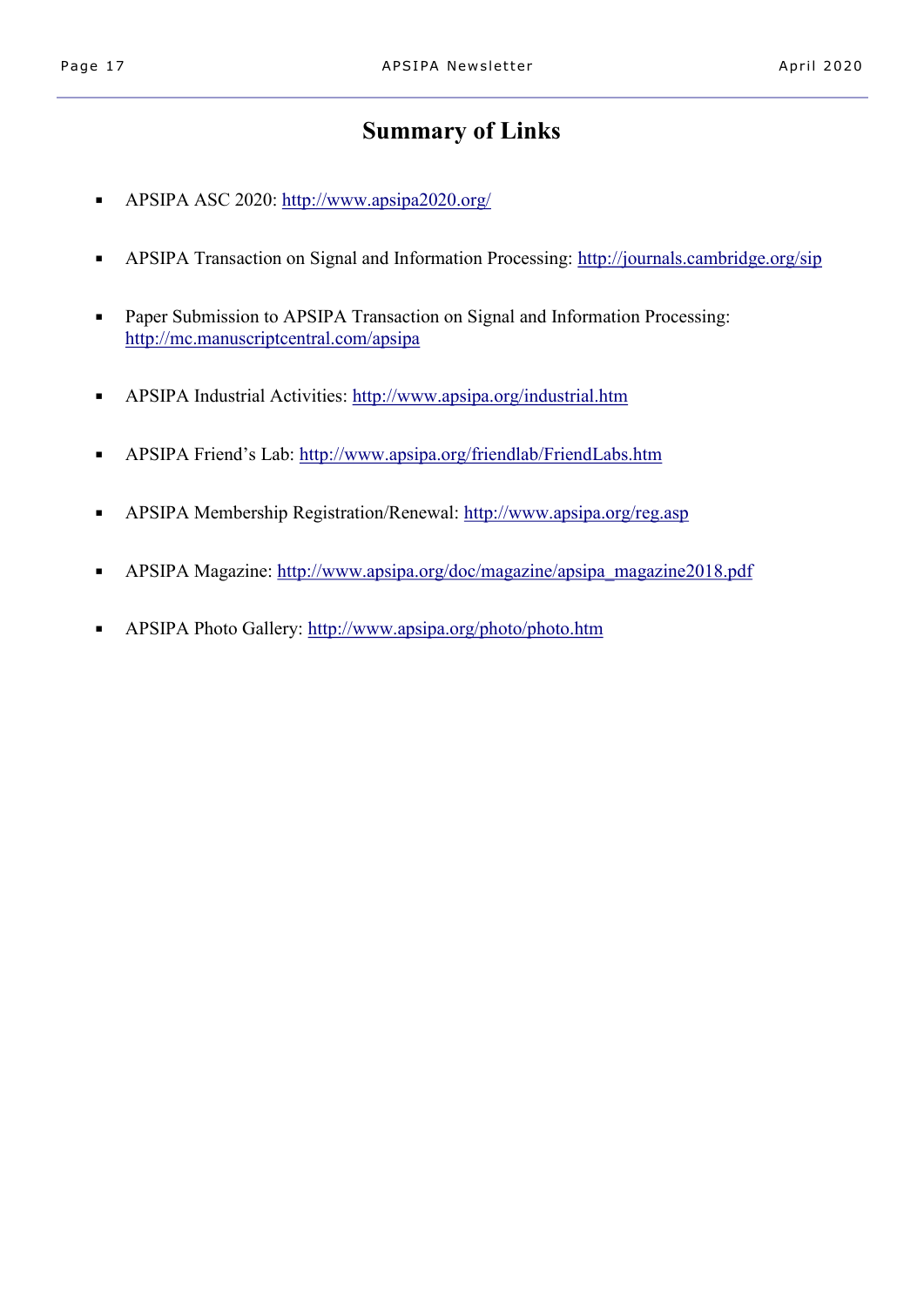# Summary of Links

- APSIPA ASC 2020: http://www.apsipa2020.org/
- APSIPA Transaction on Signal and Information Processing: http://journals.cambridge.org/sip
- Paper Submission to APSIPA Transaction on Signal and Information Processing: http://mc.manuscriptcentral.com/apsipa
- APSIPA Industrial Activities: http://www.apsipa.org/industrial.htm
- APSIPA Friend's Lab: http://www.apsipa.org/friendlab/FriendLabs.htm
- APSIPA Membership Registration/Renewal: http://www.apsipa.org/reg.asp
- APSIPA Magazine: http://www.apsipa.org/doc/magazine/apsipa_magazine2018.pdf
- APSIPA Photo Gallery: http://www.apsipa.org/photo/photo.htm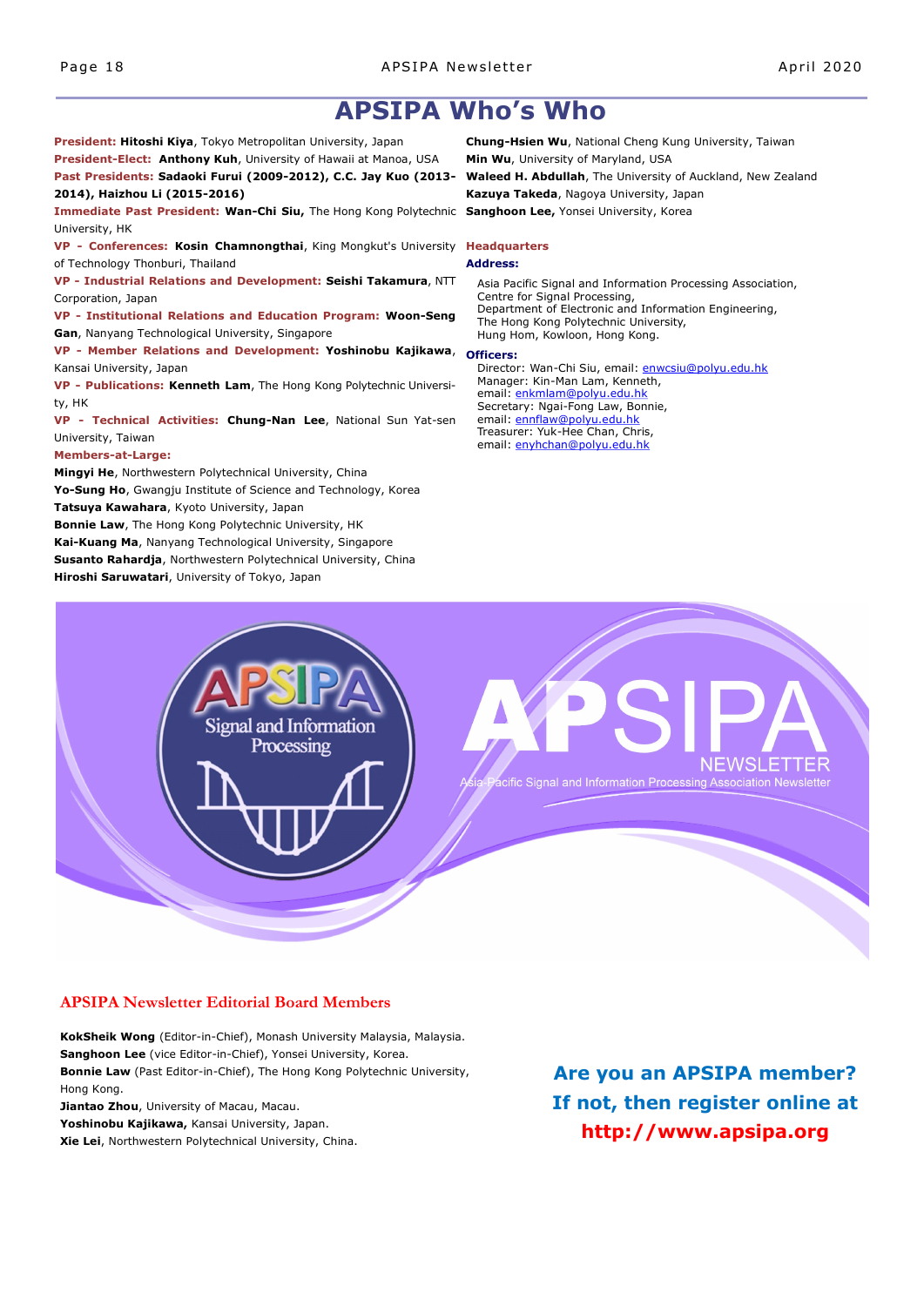# APSIPA Who's Who

**President:** **Hitoshi Kiya**, Tokyo Metropolitan University, Japan

**President-Elect:** **Anthony Kuh**, University of Hawaii at Manoa, USA

**Past Presidents:** **Sadaoki Furui (2009-2012), C.C. Jay Kuo (2013-2014), Haizhou Li (2015-2016)**

**Immediate Past President:** **Wan-Chi Siu,** The Hong Kong Polytechnic University, HK

**VP - Conferences:** **Kosin Chamnongthai**, King Mongkut's University of Technology Thonburi, Thailand

**VP - Industrial Relations and Development:** **Seishi Takamura**, NTT Corporation, Japan

**VP - Institutional Relations and Education Program:** **Woon-Seng Gan**, Nanyang Technological University, Singapore

**VP - Member Relations and Development:** **Yoshinobu Kajikawa**, Kansai University, Japan

**VP - Publications:** **Kenneth Lam**, The Hong Kong Polytechnic University, HK

**VP - Technical Activities:** **Chung-Nan Lee**, National Sun Yat-sen University, Taiwan

**Members-at-Large:**

**Mingyi He**, Northwestern Polytechnical University, China
**Yo-Sung Ho**, Gwangju Institute of Science and Technology, Korea
**Tatsuya Kawahara**, Kyoto University, Japan
**Bonnie Law**, The Hong Kong Polytechnic University, HK
**Kai-Kuang Ma**, Nanyang Technological University, Singapore
**Susanto Rahardja**, Northwestern Polytechnical University, China
**Hiroshi Saruwatari**, University of Tokyo, Japan
**Chung-Hsien Wu**, National Cheng Kung University, Taiwan
**Min Wu**, University of Maryland, USA
**Waleed H. Abdullah**, The University of Auckland, New Zealand
**Kazuya Takeda**, Nagoya University, Japan
**Sanghoon Lee,** Yonsei University, Korea

**Headquarters**

**Address:**

Asia Pacific Signal and Information Processing Association,
Centre for Signal Processing,
Department of Electronic and Information Engineering,
The Hong Kong Polytechnic University,
Hung Hom, Kowloon, Hong Kong.

**Officers:**

Director: Wan-Chi Siu, email: enwcsiu@polyu.edu.hk
Manager: Kin-Man Lam, Kenneth,
email: enkmlam@polyu.edu.hk
Secretary: Ngai-Fong Law, Bonnie,
email: ennflaw@polyu.edu.hk
Treasurer: Yuk-Hee Chan, Chris,
email: enyhchan@polyu.edu.hk

APSIPA Signal and Information Processing

APSIPA NEWSLETTER
Asia-Pacific Signal and Information Processing Association Newsletter

## APSIPA Newsletter Editorial Board Members

**KokSheik Wong** (Editor-in-Chief), Monash University Malaysia, Malaysia.
**Sanghoon Lee** (vice Editor-in-Chief), Yonsei University, Korea.
**Bonnie Law** (Past Editor-in-Chief), The Hong Kong Polytechnic University, Hong Kong.
**Jiantao Zhou**, University of Macau, Macau.
**Yoshinobu Kajikawa,** Kansai University, Japan.
**Xie Lei**, Northwestern Polytechnical University, China.

**Are you an APSIPA member?**
**If not, then register online at**
**http://www.apsipa.org**